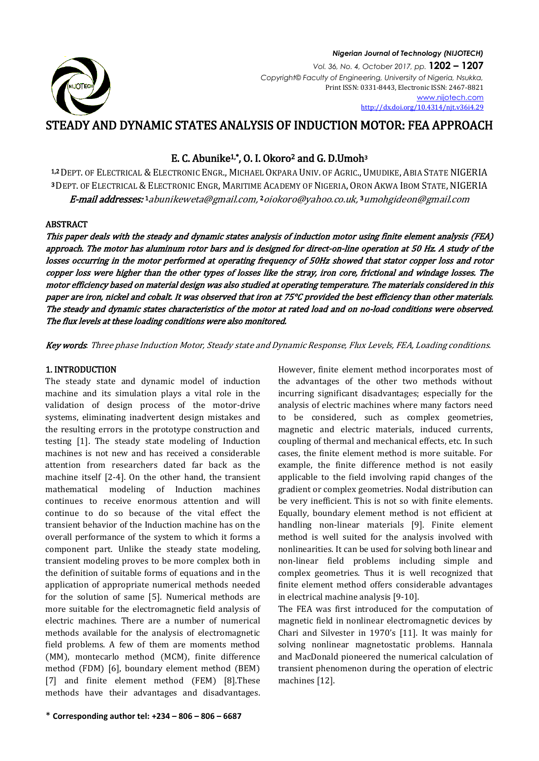# STEADY AND DYNAMIC STATES ANALYSIS OF INDUCTION MOTOR: FEA APPROACH

**E. C. Abunike[1,*], O. I. Okoro[2] and G. D.Umoh[3]**

[1,2] Dept. of Electrical & Electronic Engr., Michael Okpara Univ. of Agric., Umudike, Abia State NIGERIA
[3] Dept. of Electrical & Electronic Engr, Maritime Academy of Nigeria, Oron Akwa Ibom State, NIGERIA

*E-mail addresses:* [1]abunikeweta@gmail.com, [2]oiokoro@yahoo.co.uk, [3]umohgideon@gmail.com

## ABSTRACT

*This paper deals with the steady and dynamic states analysis of induction motor using finite element analysis (FEA) approach. The motor has aluminum rotor bars and is designed for direct-on-line operation at 50 Hz. A study of the losses occurring in the motor performed at operating frequency of 50Hz showed that stator copper loss and rotor copper loss were higher than the other types of losses like the stray, iron core, frictional and windage losses. The motor efficiency based on material design was also studied at operating temperature. The materials considered in this paper are iron, nickel and cobalt. It was observed that iron at 75°C provided the best efficiency than other materials. The steady and dynamic states characteristics of the motor at rated load and on no-load conditions were observed. The flux levels at these loading conditions were also monitored.*

**Key words**: *Three phase Induction Motor, Steady state and Dynamic Response, Flux Levels, FEA, Loading conditions.*

## 1. INTRODUCTION

The steady state and dynamic model of induction machine and its simulation plays a vital role in the validation of design process of the motor-drive systems, eliminating inadvertent design mistakes and the resulting errors in the prototype construction and testing [1]. The steady state modeling of Induction machines is not new and has received a considerable attention from researchers dated far back as the machine itself [2-4]. On the other hand, the transient mathematical modeling of Induction machines continues to receive enormous attention and will continue to do so because of the vital effect the transient behavior of the Induction machine has on the overall performance of the system to which it forms a component part. Unlike the steady state modeling, transient modeling proves to be more complex both in the definition of suitable forms of equations and in the application of appropriate numerical methods needed for the solution of same [5]. Numerical methods are more suitable for the electromagnetic field analysis of electric machines. There are a number of numerical methods available for the analysis of electromagnetic field problems. A few of them are moments method (MM), montecarlo method (MCM), finite difference method (FDM) [6], boundary element method (BEM) [7] and finite element method (FEM) [8].These methods have their advantages and disadvantages. However, finite element method incorporates most of the advantages of the other two methods without incurring significant disadvantages; especially for the analysis of electric machines where many factors need to be considered, such as complex geometries, magnetic and electric materials, induced currents, coupling of thermal and mechanical effects, etc. In such cases, the finite element method is more suitable. For example, the finite difference method is not easily applicable to the field involving rapid changes of the gradient or complex geometries. Nodal distribution can be very inefficient. This is not so with finite elements. Equally, boundary element method is not efficient at handling non-linear materials [9]. Finite element method is well suited for the analysis involved with nonlinearities. It can be used for solving both linear and non-linear field problems including simple and complex geometries. Thus it is well recognized that finite element method offers considerable advantages in electrical machine analysis [9-10].

The FEA was first introduced for the computation of magnetic field in nonlinear electromagnetic devices by Chari and Silvester in 1970's [11]. It was mainly for solving nonlinear magnetostatic problems. Hannala and MacDonald pioneered the numerical calculation of transient phenomenon during the operation of electric machines [12].

\* **Corresponding author tel: +234 – 806 – 806 – 6687**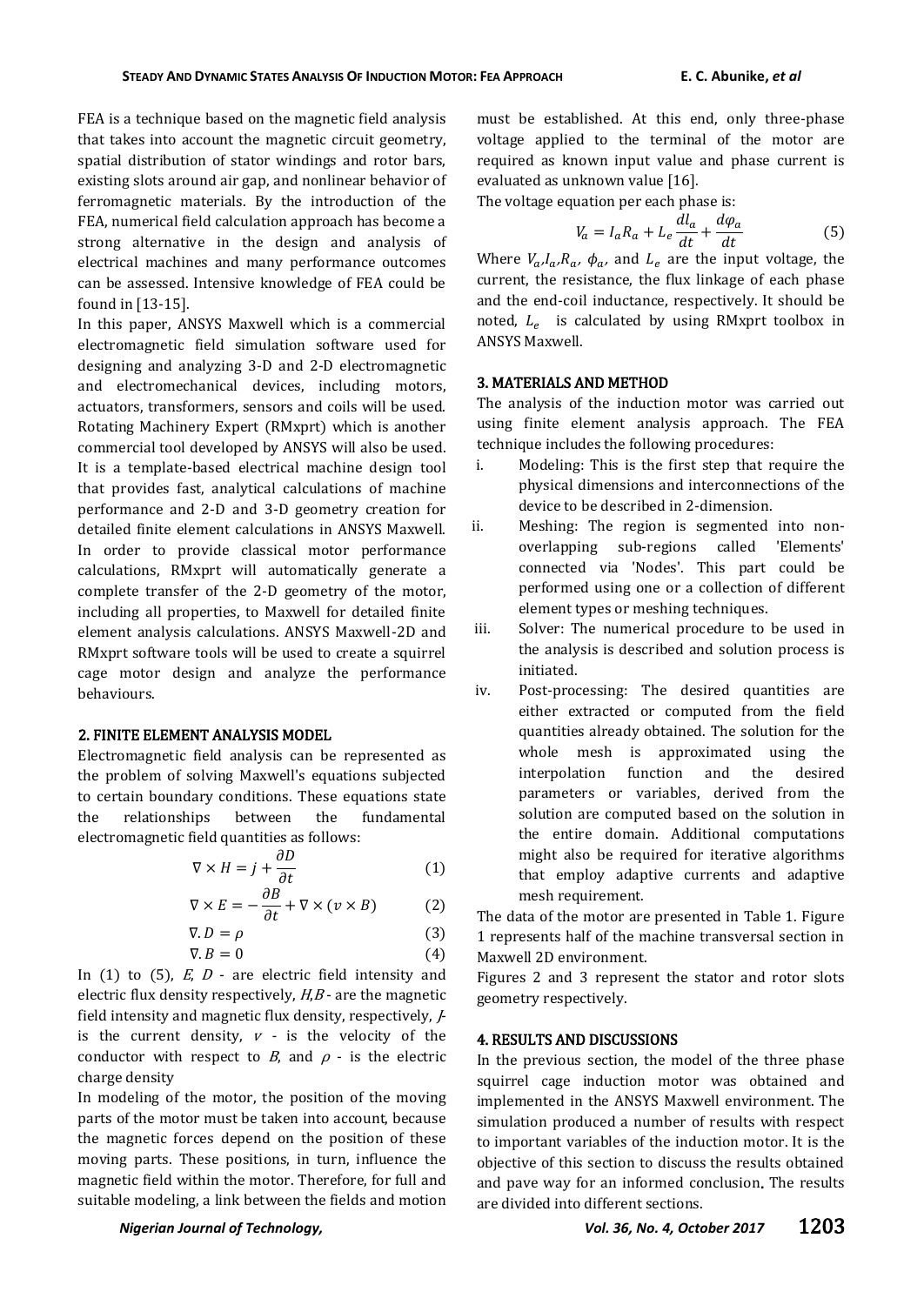FEA is a technique based on the magnetic field analysis that takes into account the magnetic circuit geometry, spatial distribution of stator windings and rotor bars, existing slots around air gap, and nonlinear behavior of ferromagnetic materials. By the introduction of the FEA, numerical field calculation approach has become a strong alternative in the design and analysis of electrical machines and many performance outcomes can be assessed. Intensive knowledge of FEA could be found in [13-15].

In this paper, ANSYS Maxwell which is a commercial electromagnetic field simulation software used for designing and analyzing 3-D and 2-D electromagnetic and electromechanical devices, including motors, actuators, transformers, sensors and coils will be used. Rotating Machinery Expert (RMxprt) which is another commercial tool developed by ANSYS will also be used. It is a template-based electrical machine design tool that provides fast, analytical calculations of machine performance and 2-D and 3-D geometry creation for detailed finite element calculations in ANSYS Maxwell. In order to provide classical motor performance calculations, RMxprt will automatically generate a complete transfer of the 2-D geometry of the motor, including all properties, to Maxwell for detailed finite element analysis calculations. ANSYS Maxwell-2D and RMxprt software tools will be used to create a squirrel cage motor design and analyze the performance behaviours.

## 2. FINITE ELEMENT ANALYSIS MODEL

Electromagnetic field analysis can be represented as the problem of solving Maxwell's equations subjected to certain boundary conditions. These equations state the relationships between the fundamental electromagnetic field quantities as follows:

$$\nabla \times H = j + \frac{\partial D}{\partial t} \tag{1}$$

$$\nabla \times E = -\frac{\partial B}{\partial t} + \nabla \times (v \times B) \tag{2}$$

$$\nabla . D = \rho \tag{3}$$

$$\nabla . B = 0 \tag{4}$$

In (1) to (5), $E$, $D$ - are electric field intensity and electric flux density respectively, $H$,$B$ - are the magnetic field intensity and magnetic flux density, respectively, $J$- is the current density, $v$ - is the velocity of the conductor with respect to $B$, and $\rho$ - is the electric charge density

In modeling of the motor, the position of the moving parts of the motor must be taken into account, because the magnetic forces depend on the position of these moving parts. These positions, in turn, influence the magnetic field within the motor. Therefore, for full and suitable modeling, a link between the fields and motion must be established. At this end, only three-phase voltage applied to the terminal of the motor are required as known input value and phase current is evaluated as unknown value [16].

The voltage equation per each phase is:

$$V_a = I_a R_a + L_e \frac{dI_a}{dt} + \frac{d\varphi_a}{dt} \tag{5}$$

Where $V_a$,$I_a$,$R_a$, $\phi_a$, and $L_e$ are the input voltage, the current, the resistance, the flux linkage of each phase and the end-coil inductance, respectively. It should be noted, $L_e$ is calculated by using RMxprt toolbox in ANSYS Maxwell.

## 3. MATERIALS AND METHOD

The analysis of the induction motor was carried out using finite element analysis approach. The FEA technique includes the following procedures:

i. Modeling: This is the first step that require the physical dimensions and interconnections of the device to be described in 2-dimension.
ii. Meshing: The region is segmented into non-overlapping sub-regions called 'Elements' connected via 'Nodes'. This part could be performed using one or a collection of different element types or meshing techniques.
iii. Solver: The numerical procedure to be used in the analysis is described and solution process is initiated.
iv. Post-processing: The desired quantities are either extracted or computed from the field quantities already obtained. The solution for the whole mesh is approximated using the interpolation function and the desired parameters or variables, derived from the solution are computed based on the solution in the entire domain. Additional computations might also be required for iterative algorithms that employ adaptive currents and adaptive mesh requirement.

The data of the motor are presented in Table 1. Figure 1 represents half of the machine transversal section in Maxwell 2D environment.

Figures 2 and 3 represent the stator and rotor slots geometry respectively.

## 4. RESULTS AND DISCUSSIONS

In the previous section, the model of the three phase squirrel cage induction motor was obtained and implemented in the ANSYS Maxwell environment. The simulation produced a number of results with respect to important variables of the induction motor. It is the objective of this section to discuss the results obtained and pave way for an informed conclusion. The results are divided into different sections.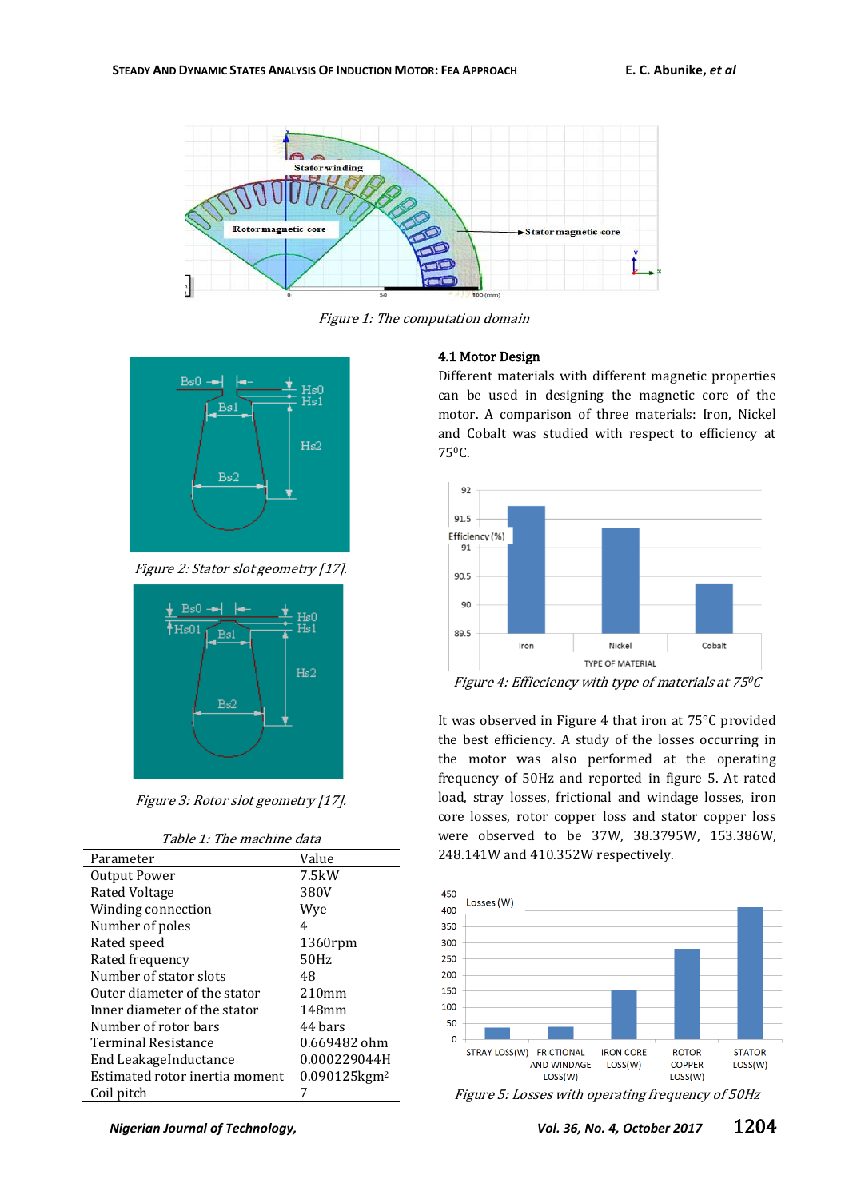Figure 1: The computation domain

Figure 2: Stator slot geometry [17].

Figure 3: Rotor slot geometry [17].

Table 1: The machine data

| Parameter | Value |
| --- | --- |
| Output Power | 7.5kW |
| Rated Voltage | 380V |
| Winding connection | Wye |
| Number of poles | 4 |
| Rated speed | 1360rpm |
| Rated frequency | 50Hz |
| Number of stator slots | 48 |
| Outer diameter of the stator | 210mm |
| Inner diameter of the stator | 148mm |
| Number of rotor bars | 44 bars |
| Terminal Resistance | 0.669482 ohm |
| End LeakageInductance | 0.000229044H |
| Estimated rotor inertia moment | 0.090125kgm$^2$ |
| Coil pitch | 7 |

### 4.1 Motor Design

Different materials with different magnetic properties can be used in designing the magnetic core of the motor. A comparison of three materials: Iron, Nickel and Cobalt was studied with respect to efficiency at 75$^0$C.

Figure 4: Effieciency with type of materials at 75$^0$C

It was observed in Figure 4 that iron at 75°C provided the best efficiency. A study of the losses occurring in the motor was also performed at the operating frequency of 50Hz and reported in figure 5. At rated load, stray losses, frictional and windage losses, iron core losses, rotor copper loss and stator copper loss were observed to be 37W, 38.3795W, 153.386W, 248.141W and 410.352W respectively.

Figure 5: Losses with operating frequency of 50Hz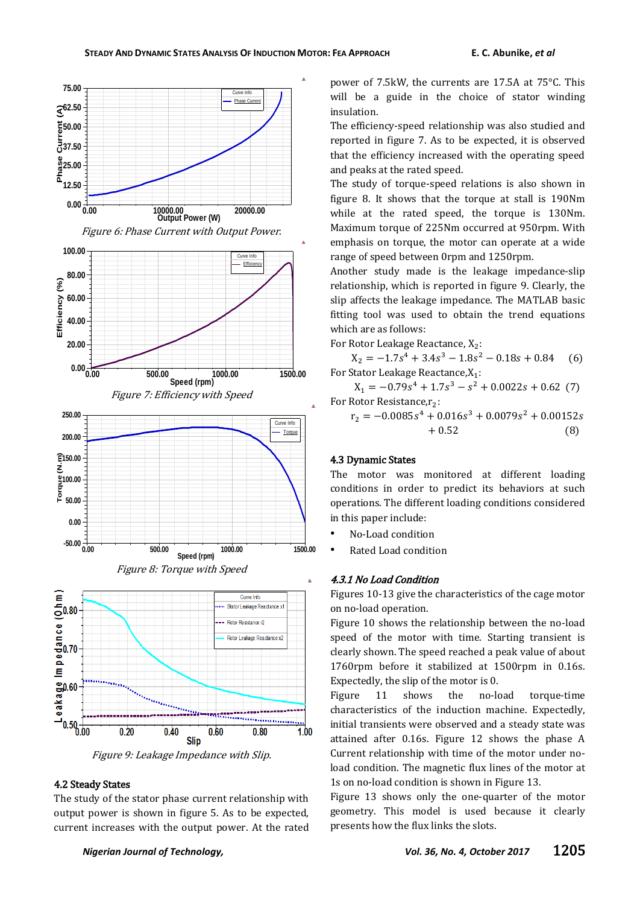Figure 6: Phase Current with Output Power.

Figure 7: Efficiency with Speed

Figure 8: Torque with Speed

Figure 9: Leakage Impedance with Slip.

### 4.2 Steady States

The study of the stator phase current relationship with output power is shown in figure 5. As to be expected, current increases with the output power. At the rated power of 7.5kW, the currents are 17.5A at 75°C. This will be a guide in the choice of stator winding insulation.

The efficiency-speed relationship was also studied and reported in figure 7. As to be expected, it is observed that the efficiency increased with the operating speed and peaks at the rated speed.

The study of torque-speed relations is also shown in figure 8. It shows that the torque at stall is 190Nm while at the rated speed, the torque is 130Nm. Maximum torque of 225Nm occurred at 950rpm. With emphasis on torque, the motor can operate at a wide range of speed between 0rpm and 1250rpm.

Another study made is the leakage impedance-slip relationship, which is reported in figure 9. Clearly, the slip affects the leakage impedance. The MATLAB basic fitting tool was used to obtain the trend equations which are as follows:

For Rotor Leakage Reactance, $X_2$:

$$X_2 = -1.7s^4 + 3.4s^3 - 1.8s^2 - 0.18s + 0.84 \quad (6)$$

For Stator Leakage Reactance, $X_1$:

$$X_1 = -0.79s^4 + 1.7s^3 - s^2 + 0.0022s + 0.62 \quad (7)$$

For Rotor Resistance, $r_2$:

$$r_2 = -0.0085s^4 + 0.016s^3 + 0.0079s^2 + 0.00152s + 0.52 \quad (8)$$

### 4.3 Dynamic States

The motor was monitored at different loading conditions in order to predict its behaviors at such operations. The different loading conditions considered in this paper include:

- No-Load condition
- Rated Load condition

#### *4.3.1 No Load Condition*

Figures 10-13 give the characteristics of the cage motor on no-load operation.

Figure 10 shows the relationship between the no-load speed of the motor with time. Starting transient is clearly shown. The speed reached a peak value of about 1760rpm before it stabilized at 1500rpm in 0.16s. Expectedly, the slip of the motor is 0.

Figure 11 shows the no-load torque-time characteristics of the induction machine. Expectedly, initial transients were observed and a steady state was attained after 0.16s. Figure 12 shows the phase A Current relationship with time of the motor under no-load condition. The magnetic flux lines of the motor at 1s on no-load condition is shown in Figure 13.

Figure 13 shows only the one-quarter of the motor geometry. This model is used because it clearly presents how the flux links the slots.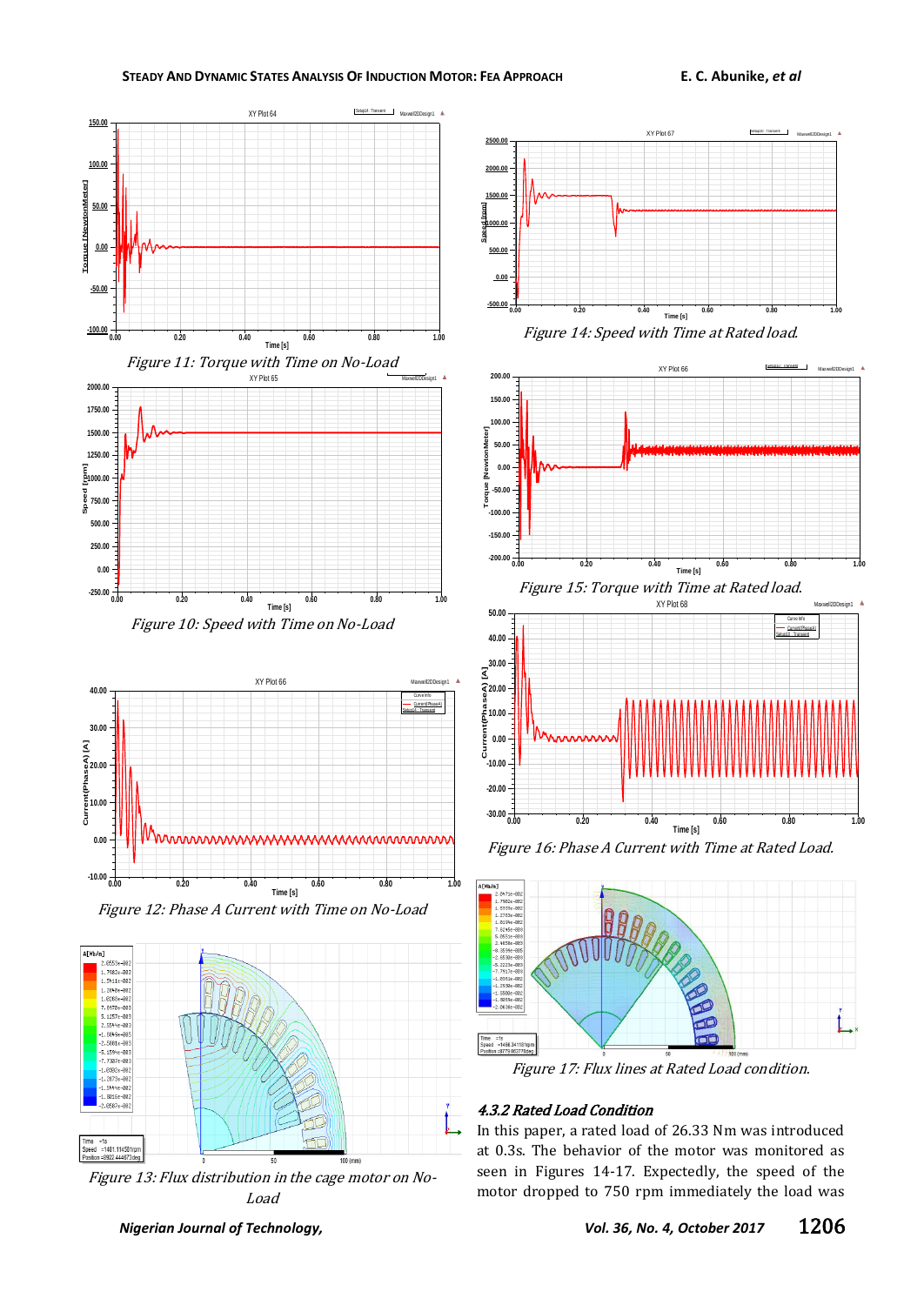Figure 11: Torque with Time on No-Load

Figure 10: Speed with Time on No-Load

Figure 12: Phase A Current with Time on No-Load

Figure 13: Flux distribution in the cage motor on No-Load

Figure 14: Speed with Time at Rated load.

Figure 15: Torque with Time at Rated load.

Figure 16: Phase A Current with Time at Rated Load.

Figure 17: Flux lines at Rated Load condition.

### 4.3.2 Rated Load Condition

In this paper, a rated load of 26.33 Nm was introduced at 0.3s. The behavior of the motor was monitored as seen in Figures 14-17. Expectedly, the speed of the motor dropped to 750 rpm immediately the load was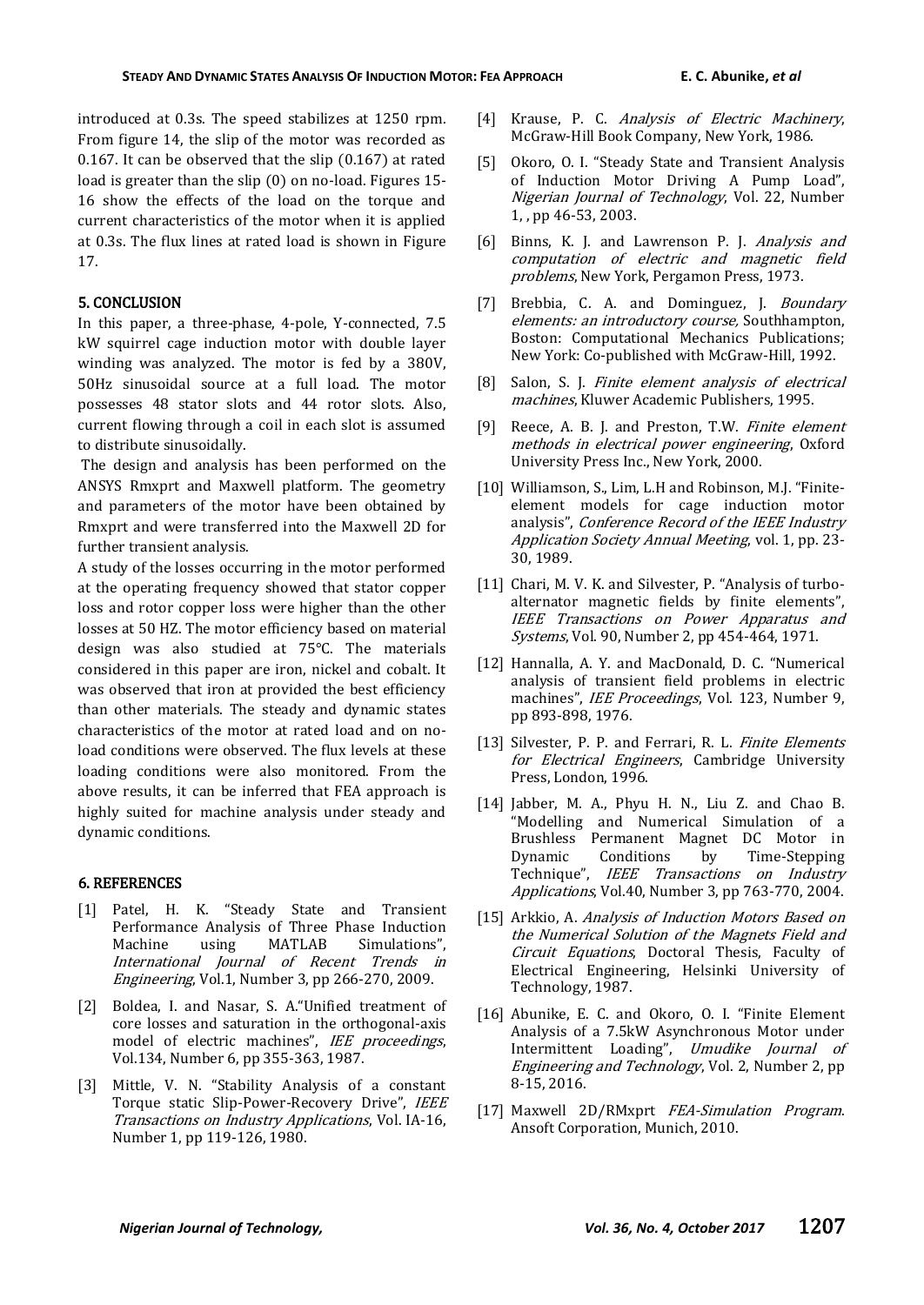introduced at 0.3s. The speed stabilizes at 1250 rpm. From figure 14, the slip of the motor was recorded as 0.167. It can be observed that the slip (0.167) at rated load is greater than the slip (0) on no-load. Figures 15-16 show the effects of the load on the torque and current characteristics of the motor when it is applied at 0.3s. The flux lines at rated load is shown in Figure 17.

## 5. CONCLUSION

In this paper, a three-phase, 4-pole, Y-connected, 7.5 kW squirrel cage induction motor with double layer winding was analyzed. The motor is fed by a 380V, 50Hz sinusoidal source at a full load. The motor possesses 48 stator slots and 44 rotor slots. Also, current flowing through a coil in each slot is assumed to distribute sinusoidally.

The design and analysis has been performed on the ANSYS Rmxprt and Maxwell platform. The geometry and parameters of the motor have been obtained by Rmxprt and were transferred into the Maxwell 2D for further transient analysis.

A study of the losses occurring in the motor performed at the operating frequency showed that stator copper loss and rotor copper loss were higher than the other losses at 50 HZ. The motor efficiency based on material design was also studied at 75°C. The materials considered in this paper are iron, nickel and cobalt. It was observed that iron at provided the best efficiency than other materials. The steady and dynamic states characteristics of the motor at rated load and on no-load conditions were observed. The flux levels at these loading conditions were also monitored. From the above results, it can be inferred that FEA approach is highly suited for machine analysis under steady and dynamic conditions.

## 6. REFERENCES

[1] Patel, H. K. "Steady State and Transient Performance Analysis of Three Phase Induction Machine using MATLAB Simulations", *International Journal of Recent Trends in Engineering*, Vol.1, Number 3, pp 266-270, 2009.

[2] Boldea, I. and Nasar, S. A."Unified treatment of core losses and saturation in the orthogonal-axis model of electric machines", *IEE proceedings*, Vol.134, Number 6, pp 355-363, 1987.

[3] Mittle, V. N. "Stability Analysis of a constant Torque static Slip-Power-Recovery Drive", *IEEE Transactions on Industry Applications*, Vol. IA-16, Number 1, pp 119-126, 1980.

[4] Krause, P. C. *Analysis of Electric Machinery*, McGraw-Hill Book Company, New York, 1986.

[5] Okoro, O. I. "Steady State and Transient Analysis of Induction Motor Driving A Pump Load", *Nigerian Journal of Technology*, Vol. 22, Number 1, , pp 46-53, 2003.

[6] Binns, K. J. and Lawrenson P. J. *Analysis and computation of electric and magnetic field problems*, New York, Pergamon Press, 1973.

[7] Brebbia, C. A. and Dominguez, J. *Boundary elements: an introductory course,* Southhampton, Boston: Computational Mechanics Publications; New York: Co-published with McGraw-Hill, 1992.

[8] Salon, S. J. *Finite element analysis of electrical machines*, Kluwer Academic Publishers, 1995.

[9] Reece, A. B. J. and Preston, T.W. *Finite element methods in electrical power engineering*, Oxford University Press Inc., New York, 2000.

[10] Williamson, S., Lim, L.H and Robinson, M.J. "Finite-element models for cage induction motor analysis", *Conference Record of the IEEE Industry Application Society Annual Meeting*, vol. 1, pp. 23-30, 1989.

[11] Chari, M. V. K. and Silvester, P. "Analysis of turbo-alternator magnetic fields by finite elements", *IEEE Transactions on Power Apparatus and Systems*, Vol. 90, Number 2, pp 454-464, 1971.

[12] Hannalla, A. Y. and MacDonald, D. C. "Numerical analysis of transient field problems in electric machines", *IEE Proceedings*, Vol. 123, Number 9, pp 893-898, 1976.

[13] Silvester, P. P. and Ferrari, R. L. *Finite Elements for Electrical Engineers*, Cambridge University Press, London, 1996.

[14] Jabber, M. A., Phyu H. N., Liu Z. and Chao B. "Modelling and Numerical Simulation of a Brushless Permanent Magnet DC Motor in Dynamic Conditions by Time-Stepping Technique", *IEEE Transactions on Industry Applications*, Vol.40, Number 3, pp 763-770, 2004.

[15] Arkkio, A. *Analysis of Induction Motors Based on the Numerical Solution of the Magnets Field and Circuit Equations*, Doctoral Thesis, Faculty of Electrical Engineering, Helsinki University of Technology, 1987.

[16] Abunike, E. C. and Okoro, O. I. "Finite Element Analysis of a 7.5kW Asynchronous Motor under Intermittent Loading", *Umudike Journal of Engineering and Technology*, Vol. 2, Number 2, pp 8-15, 2016.

[17] Maxwell 2D/RMxprt *FEA-Simulation Program*. Ansoft Corporation, Munich, 2010.